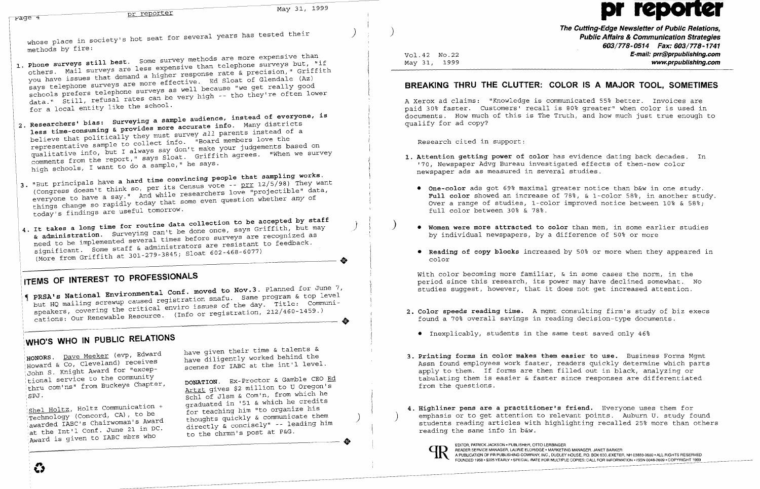whose place in society's hot seat for several years has tested their methods by fire:

1. **Phone surveys still best.** Some survey methods are more expensive than others. Mail surveys are less expensive than telephone surveys but, "if you have issues that demand a higher response rate & precision," Griffith says telephone surveys are more effective. Ed Sloat of Glendale (Az) schools prefers telephone surveys as well because "we get really good data." Still, refusal rates can be very high -- tho they're often lower for a local entity like the school.

2. **Researchers' bias: Surveying a sample audience, instead of everyone, is less time-consuming & provides more accurate info.** Many districts believe that politically they must survey *all* parents instead of a representative sample to collect info. "Board members love the qualitative info, but I always say don't make your judgements based on comments from the report," says Sloat. Griffith agrees. "When we survey high schools, I want to do a sample," he says.

3. "But principals have a **hard time convincing people that sampling works.** (Congress doesn't think so, per its Census vote -- prr 12/5/98) They want everyone to have a say." And while researchers love "projectible" data, things change so rapidly today that some even question whether *any* of today's findings are useful tomorrow.

4. **It takes a long time for routine data collection to be accepted by staff & administration.** Surveying can't be done once, says Griffith, but may need to be implemented several times before surveys are recognized as significant. Some staff & administrators are resistant to feedback. (More from Griffith at 301-279-3845; Sloat 602-468-6077)

## ITEMS OF INTEREST TO PROFESSIONALS

¶ **PRSA's National Environmental Conf. moved to Nov.3.** Planned for June 7, but HQ mailing screwup caused registration snafu. Same program & top level speakers, covering the critical enviro issues of the day. Title: Communications: Our Renewable Resource. (Info or registration, 212/460-1459.)

## WHO'S WHO IN PUBLIC RELATIONS

**HONORS.** Dave Meeker (evp, Edward Howard & Co, Cleveland) receives John S. Knight Award for "exceptional service to the community thru com'ns" from Buckeye Chapter, SPJ.

Shel Holtz, Holtz Communication + Technology (Concord, CA), to be awarded IABC's Chairwoman's Award at the Int'l Conf. June 21 in DC. Award is given to IABC mbrs who have given their time & talents & have diligently worked behind the scenes for IABC at the int'l level.

**DONATION.** Ex-Proctor & Gamble CEO Ed Artzt gives $2 million to U Oregon's Schl of Jlsm & Com'n, from which he graduated in '51 & which he credits for teaching him "to organize his thoughts quickly & communicate them directly & concisely" -- leading him to the chrmn's post at P&G.

# pr reporter

**The Cutting-Edge Newsletter of Public Relations, Public Affairs & Communication Strategies**
**603/778-0514 Fax: 603/778-1741**
**E-mail: prr@prpublishing.com**
**www.prpublishing.com**

Vol.42 No.22
May 31, 1999

## BREAKING THRU THE CLUTTER: COLOR IS A MAJOR TOOL, SOMETIMES

A Xerox ad claims: "Knowledge is communicated 55% better. Invoices are paid 30% faster. Customers' recall is 80% greater" when color is used in documents. How much of this is The Truth, and how much just true enough to qualify for ad copy?

Research cited in support:

1. **Attention getting power of color** has evidence dating back decades. In '70, Newspaper Advg Bureau investigated effects of then-new color newspaper ads as measured in several studies.

   - **One-color** ads got 69% maximal greater notice than b&w in one study. **Full color** showed an increase of 78%, & 1-color 58%, in another study. Over a range of studies, 1-color improved notice between 10% & 58%; full color between 30% & 78%.
   - **Women were more attracted to color** than men, in some earlier studies by individual newspapers, by a difference of 50% or more
   - **Reading of copy blocks** increased by 50% or more when they appeared in color

   With color becoming more familiar, & in some cases the norm, in the period since this research, its power may have declined somewhat. No studies suggest, however, that it does not get increased attention.

2. **Color speeds reading time.** A mgmt consulting firm's study of biz execs found a 70% overall savings in reading decision-type documents.

   - Inexplicably, students in the same test saved only 46%

3. **Printing forms in color makes them easier to use.** Business Forms Mgmt Assn found employees work faster, readers quickly determine which parts apply to them. If forms are then filled out in black, analyzing or tabulating them is easier & faster since responses are differentiated from the questions.

4. **Highliner pens are a practitioner's friend.** Everyone uses them for emphasis or to get attention to relevant points. Auburn U. study found students reading articles with highlighting recalled 25% more than others reading the same info in b&w.

EDITOR, PATRICK JACKSON • PUBLISHER, OTTO LERBINGER
READER SERVICE MANAGER, LAURIE ELDRIDGE • MARKETING MANAGER, JANET BARKER
A PUBLICATION OF PR PUBLISHING COMPANY, INC., DUDLEY HOUSE, P.O. BOX 600, EXETER, NH 03833-0600 • ALL RIGHTS RESERVED
FOUNDED 1958 • $225 YEARLY • SPECIAL RATE FOR MULTIPLE COPIES: CALL FOR INFORMATION • ISSN 0048-2609 • COPYRIGHT 1999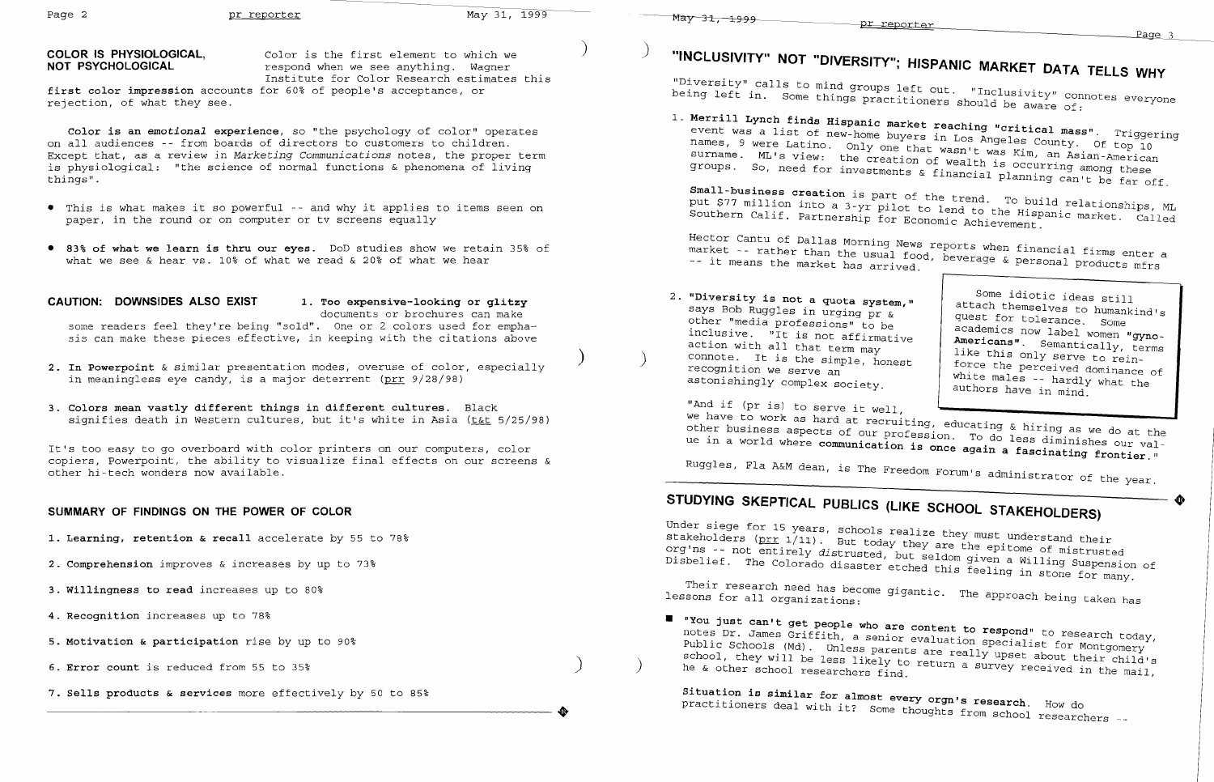## COLOR IS PHYSIOLOGICAL, NOT PSYCHOLOGICAL

Color is the first element to which we respond when we see anything. Wagner Institute for Color Research estimates this **first color impression** accounts for 60% of people's acceptance, or rejection, of what they see.

**Color is an *emotional* experience**, so "the psychology of color" operates on all audiences -- from boards of directors to customers to children. Except that, as a review in *Marketing Communications* notes, the proper term is physiological: "the science of normal functions & phenomena of living things".

- This is what makes it so powerful -- and why it applies to items seen on paper, in the round or on computer or tv screens equally
- **83% of what we learn is thru our eyes.** DoD studies show we retain 35% of what we see & hear vs. 10% of what we read & 20% of what we hear

## CAUTION: DOWNSIDES ALSO EXIST

1. **Too expensive-looking or glitzy** documents or brochures can make some readers feel they're being "sold". One or 2 colors used for emphasis can make these pieces effective, in keeping with the citations above
2. **In Powerpoint** & similar presentation modes, overuse of color, especially in meaningless eye candy, is a major deterrent (prr 9/28/98)
3. **Colors mean vastly different things in different cultures.** Black signifies death in Western cultures, but it's white in Asia (t&t 5/25/98)

It's too easy to go overboard with color printers on our computers, color copiers, Powerpoint, the ability to visualize final effects on our screens & other hi-tech wonders now available.

## SUMMARY OF FINDINGS ON THE POWER OF COLOR

1. **Learning, retention & recall** accelerate by 55 to 78%
2. **Comprehension** improves & increases by up to 73%
3. **Willingness to read** increases up to 80%
4. **Recognition** increases up to 78%
5. **Motivation & participation** rise by up to 90%
6. **Error count** is reduced from 55 to 35%
7. **Sells products & services** more effectively by 50 to 85%

## "INCLUSIVITY" NOT "DIVERSITY"; HISPANIC MARKET DATA TELLS WHY

"Diversity" calls to mind groups left out. "Inclusivity" connotes everyone being left in. Some things practitioners should be aware of:

1. **Merrill Lynch finds Hispanic market reaching "critical mass".** Triggering event was a list of new-home buyers in Los Angeles County. Of top 10 names, 9 were Latino. Only one that wasn't was Kim, an Asian-American surname. ML's view: the creation of wealth is occurring among these groups. So, need for investments & financial planning can't be far off.

   **Small-business creation** is part of the trend. To build relationships, ML put $77 million into a 3-yr pilot to lend to the Hispanic market. Called Southern Calif. Partnership for Economic Achievement.

   Hector Cantu of Dallas Morning News reports when financial firms enter a market -- rather than the usual food, beverage & personal products mfrs -- it means the market has arrived.

2. **"Diversity is not a quota system,"** says Bob Ruggles in urging pr & other "media professions" to be inclusive. "It is not affirmative action with all that term may connote. It is the simple, honest recognition we serve an astonishingly complex society.

   "And if (pr is) to serve it well, we have to work as hard at recruiting, educating & hiring as we do at the other business aspects of our profession. To do less diminishes our value in a world where **communication is once again a fascinating frontier.**"

   Ruggles, Fla A&M dean, is The Freedom Forum's administrator of the year.

> Some idiotic ideas still attach themselves to humankind's quest for tolerance. Some academics now label women **"gyno-Americans"**. Semantically, terms like this only serve to reinforce the perceived dominance of white males -- hardly what the authors have in mind.

## STUDYING SKEPTICAL PUBLICS (LIKE SCHOOL STAKEHOLDERS)

Under siege for 15 years, schools realize they must understand their stakeholders (prr 1/11). But today they are the epitome of mistrusted org'ns -- not entirely *distrusted*, but seldom given a Willing Suspension of Disbelief. The Colorado disaster etched this feeling in stone for many.

Their research need has become gigantic. The approach being taken has lessons for all organizations:

- **"You just can't get people who are content to respond"** to research today, notes Dr. James Griffith, a senior evaluation specialist for Montgomery Public Schools (Md). Unless parents are really upset about their child's school, they will be less likely to return a survey received in the mail, he & other school researchers find.

**Situation is similar for almost every orgn's research.** How do practitioners deal with it? Some thoughts from school researchers --